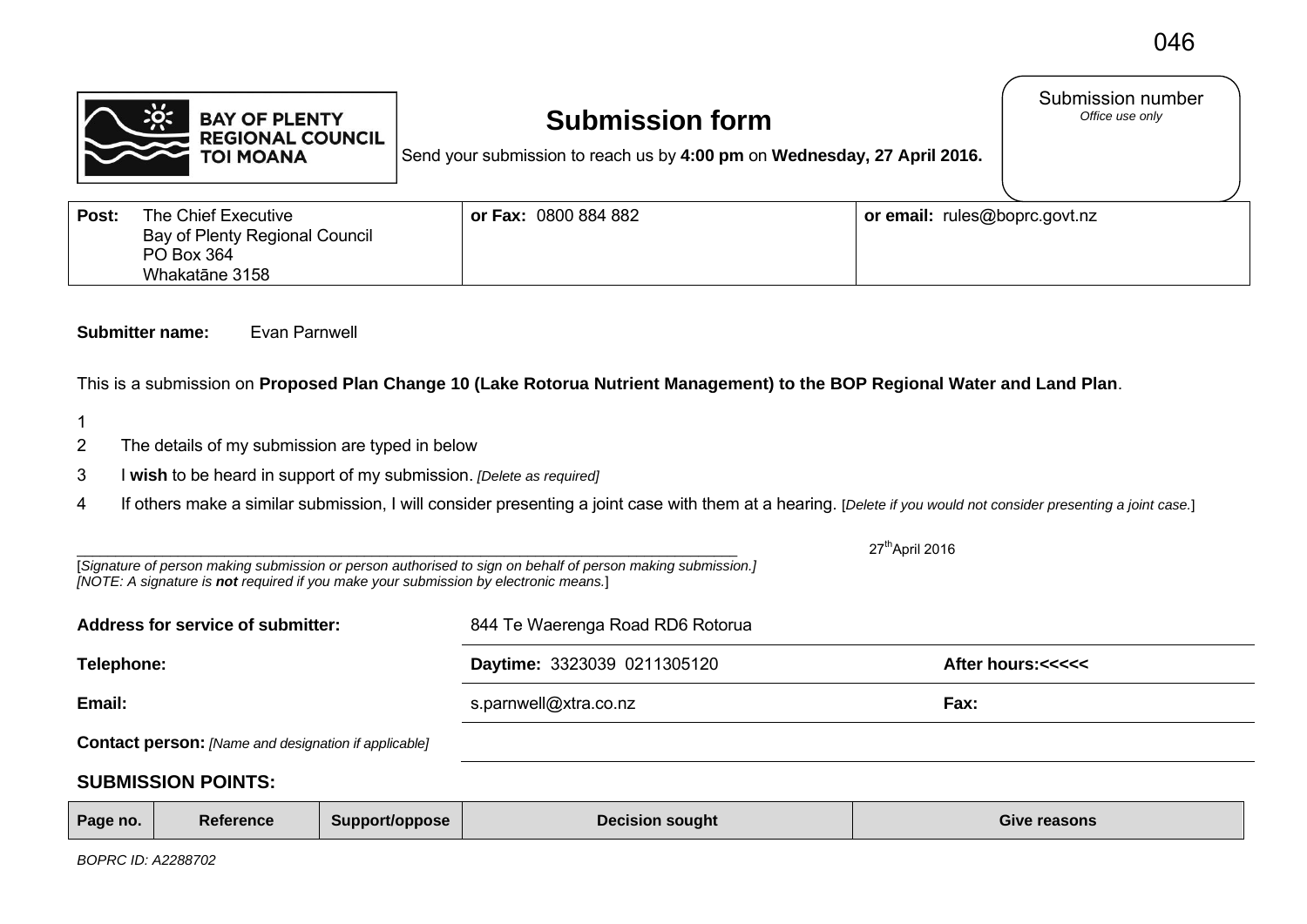046

**BAY OF PLENTY REGIONAL COUNCIL TOI MOANA**

# Submission form

Send your submission to reach us by **4:00 pm** on **Wednesday, 27 April 2016.**

Submission number
*Office use only*

| **Post:** The Chief Executive Bay of Plenty Regional Council PO Box 364 Whakatāne 3158 | **or Fax:** 0800 884 882 | **or email:** rules@boprc.govt.nz |
|---|---|---|

**Submitter name:** Evan Parnwell

This is a submission on **Proposed Plan Change 10 (Lake Rotorua Nutrient Management) to the BOP Regional Water and Land Plan**.

1
2 The details of my submission are typed in below
3 I **wish** to be heard in support of my submission. *[Delete as required]*
4 If others make a similar submission, I will consider presenting a joint case with them at a hearing. [*Delete if you would not consider presenting a joint case.*]

_______________________________________________ 27th April 2016

[*Signature of person making submission or person authorised to sign on behalf of person making submission.]*
*[NOTE: A signature is **not** required if you make your submission by electronic means.*]

| | | |
|---|---|---|
| **Address for service of submitter:** | 844 Te Waerenga Road RD6 Rotorua | |
| **Telephone:** | **Daytime:** 3323039 0211305120 | **After hours:<<<<<** |
| **Email:** | s.parnwell@xtra.co.nz | **Fax:** |
| **Contact person:** *[Name and designation if applicable]* | | |

## SUBMISSION POINTS:

| Page no. | Reference | Support/oppose | Decision sought | Give reasons |
|---|---|---|---|---|

*BOPRC ID: A2288702*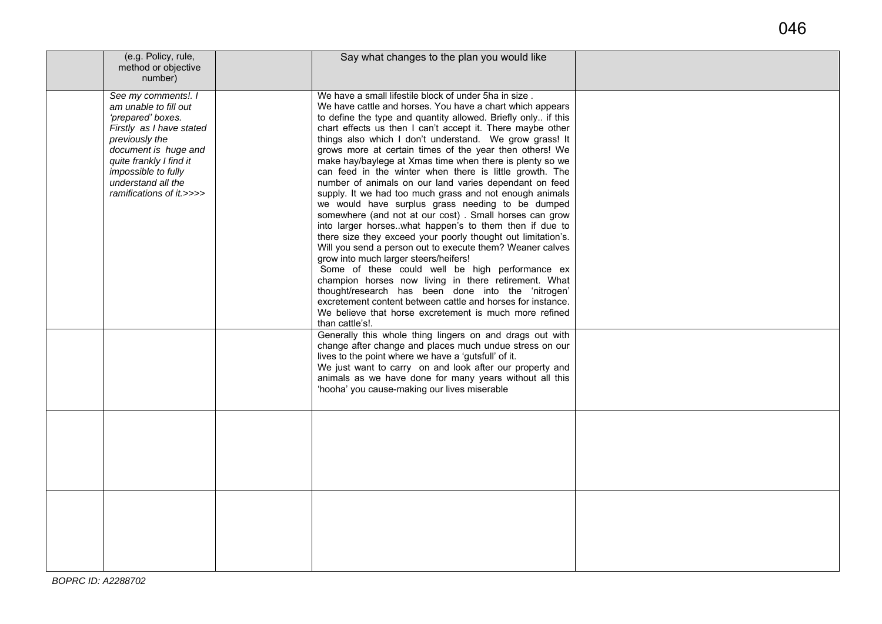| | (e.g. Policy, rule, method or objective number) | | Say what changes to the plan you would like | |
|---|---|---|---|---|
| | *See my comments!. I am unable to fill out 'prepared' boxes. Firstly as I have stated previously the document is huge and quite frankly I find it impossible to fully understand all the ramifications of it.>>>>* | | We have a small lifestile block of under 5ha in size . We have cattle and horses. You have a chart which appears to define the type and quantity allowed. Briefly only.. if this chart effects us then I can't accept it. There maybe other things also which I don't understand. We grow grass! It grows more at certain times of the year then others! We make hay/baylege at Xmas time when there is plenty so we can feed in the winter when there is little growth. The number of animals on our land varies dependant on feed supply. It we had too much grass and not enough animals we would have surplus grass needing to be dumped somewhere (and not at our cost) . Small horses can grow into larger horses..what happen's to them then if due to there size they exceed your poorly thought out limitation's. Will you send a person out to execute them? Weaner calves grow into much larger steers/heifers! Some of these could well be high performance ex champion horses now living in there retirement. What thought/research has been done into the 'nitrogen' excretement content between cattle and horses for instance. We believe that horse excretement is much more refined than cattle's!. | |
| | | | Generally this whole thing lingers on and drags out with change after change and places much undue stress on our lives to the point where we have a 'gutsfull' of it. We just want to carry on and look after our property and animals as we have done for many years without all this 'hooha' you cause-making our lives miserable | |
| | | | | |
| | | | | |

*BOPRC ID: A2288702*